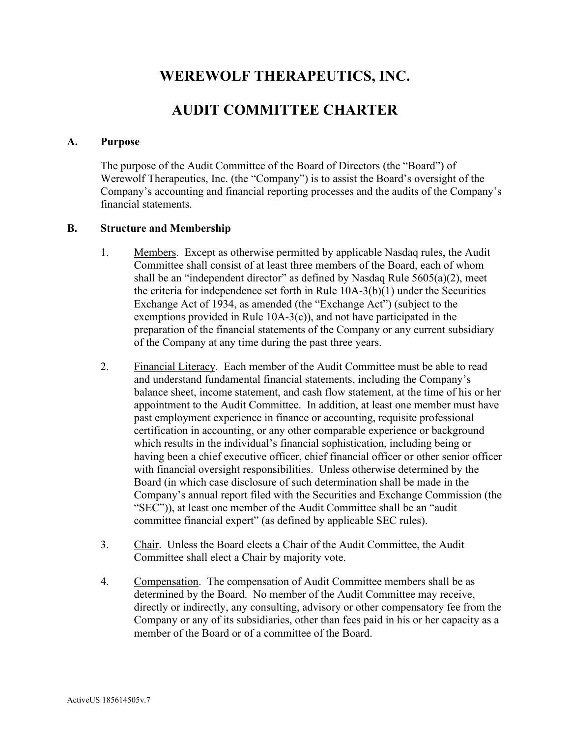# WEREWOLF THERAPEUTICS, INC.

# AUDIT COMMITTEE CHARTER

## A. Purpose

The purpose of the Audit Committee of the Board of Directors (the "Board") of Werewolf Therapeutics, Inc. (the "Company") is to assist the Board's oversight of the Company's accounting and financial reporting processes and the audits of the Company's financial statements.

## B. Structure and Membership

1. Members. Except as otherwise permitted by applicable Nasdaq rules, the Audit Committee shall consist of at least three members of the Board, each of whom shall be an "independent director" as defined by Nasdaq Rule 5605(a)(2), meet the criteria for independence set forth in Rule 10A-3(b)(1) under the Securities Exchange Act of 1934, as amended (the "Exchange Act") (subject to the exemptions provided in Rule 10A-3(c)), and not have participated in the preparation of the financial statements of the Company or any current subsidiary of the Company at any time during the past three years.

2. Financial Literacy. Each member of the Audit Committee must be able to read and understand fundamental financial statements, including the Company's balance sheet, income statement, and cash flow statement, at the time of his or her appointment to the Audit Committee. In addition, at least one member must have past employment experience in finance or accounting, requisite professional certification in accounting, or any other comparable experience or background which results in the individual's financial sophistication, including being or having been a chief executive officer, chief financial officer or other senior officer with financial oversight responsibilities. Unless otherwise determined by the Board (in which case disclosure of such determination shall be made in the Company's annual report filed with the Securities and Exchange Commission (the "SEC")), at least one member of the Audit Committee shall be an "audit committee financial expert" (as defined by applicable SEC rules).

3. Chair. Unless the Board elects a Chair of the Audit Committee, the Audit Committee shall elect a Chair by majority vote.

4. Compensation. The compensation of Audit Committee members shall be as determined by the Board. No member of the Audit Committee may receive, directly or indirectly, any consulting, advisory or other compensatory fee from the Company or any of its subsidiaries, other than fees paid in his or her capacity as a member of the Board or of a committee of the Board.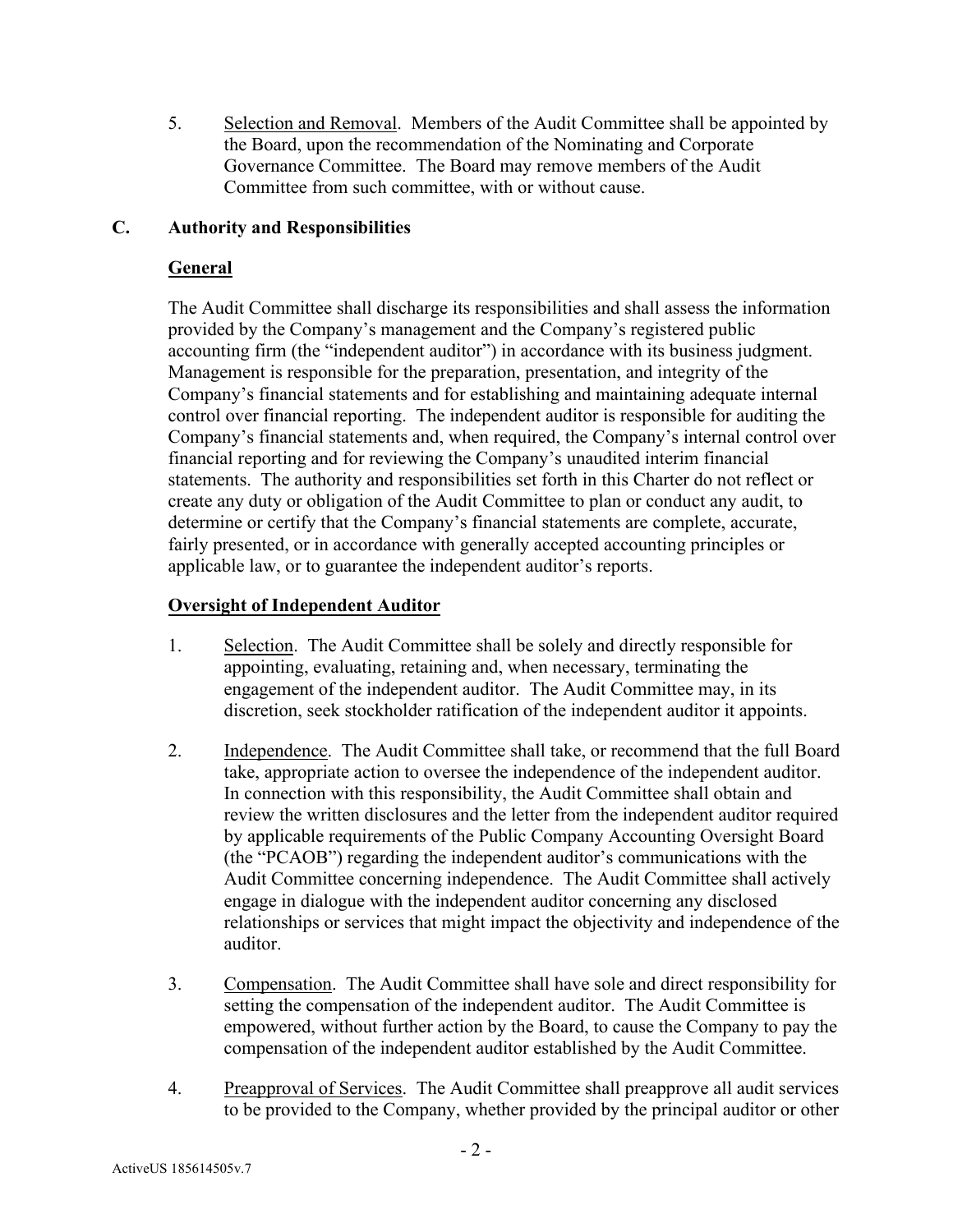5. Selection and Removal. Members of the Audit Committee shall be appointed by the Board, upon the recommendation of the Nominating and Corporate Governance Committee. The Board may remove members of the Audit Committee from such committee, with or without cause.

## C. Authority and Responsibilities

### General

The Audit Committee shall discharge its responsibilities and shall assess the information provided by the Company's management and the Company's registered public accounting firm (the "independent auditor") in accordance with its business judgment. Management is responsible for the preparation, presentation, and integrity of the Company's financial statements and for establishing and maintaining adequate internal control over financial reporting. The independent auditor is responsible for auditing the Company's financial statements and, when required, the Company's internal control over financial reporting and for reviewing the Company's unaudited interim financial statements. The authority and responsibilities set forth in this Charter do not reflect or create any duty or obligation of the Audit Committee to plan or conduct any audit, to determine or certify that the Company's financial statements are complete, accurate, fairly presented, or in accordance with generally accepted accounting principles or applicable law, or to guarantee the independent auditor's reports.

### Oversight of Independent Auditor

1. Selection. The Audit Committee shall be solely and directly responsible for appointing, evaluating, retaining and, when necessary, terminating the engagement of the independent auditor. The Audit Committee may, in its discretion, seek stockholder ratification of the independent auditor it appoints.

2. Independence. The Audit Committee shall take, or recommend that the full Board take, appropriate action to oversee the independence of the independent auditor. In connection with this responsibility, the Audit Committee shall obtain and review the written disclosures and the letter from the independent auditor required by applicable requirements of the Public Company Accounting Oversight Board (the "PCAOB") regarding the independent auditor's communications with the Audit Committee concerning independence. The Audit Committee shall actively engage in dialogue with the independent auditor concerning any disclosed relationships or services that might impact the objectivity and independence of the auditor.

3. Compensation. The Audit Committee shall have sole and direct responsibility for setting the compensation of the independent auditor. The Audit Committee is empowered, without further action by the Board, to cause the Company to pay the compensation of the independent auditor established by the Audit Committee.

4. Preapproval of Services. The Audit Committee shall preapprove all audit services to be provided to the Company, whether provided by the principal auditor or other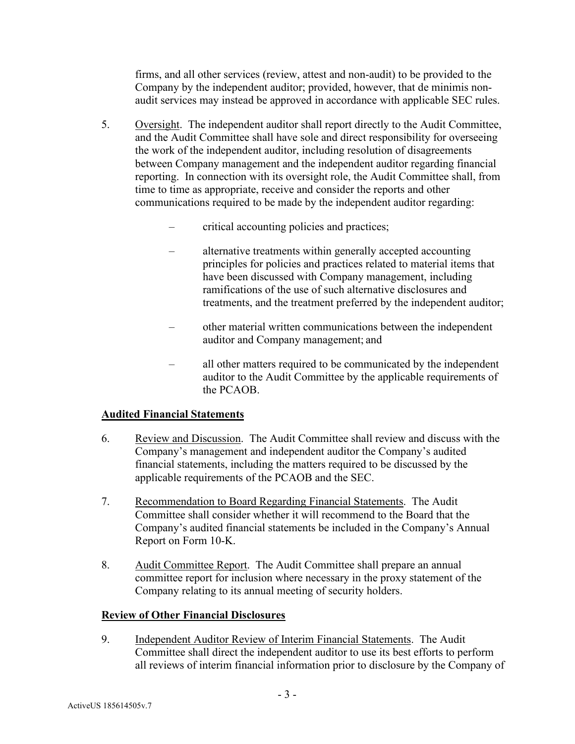firms, and all other services (review, attest and non-audit) to be provided to the Company by the independent auditor; provided, however, that de minimis non-audit services may instead be approved in accordance with applicable SEC rules.

5. Oversight. The independent auditor shall report directly to the Audit Committee, and the Audit Committee shall have sole and direct responsibility for overseeing the work of the independent auditor, including resolution of disagreements between Company management and the independent auditor regarding financial reporting. In connection with its oversight role, the Audit Committee shall, from time to time as appropriate, receive and consider the reports and other communications required to be made by the independent auditor regarding:

   – critical accounting policies and practices;

   – alternative treatments within generally accepted accounting principles for policies and practices related to material items that have been discussed with Company management, including ramifications of the use of such alternative disclosures and treatments, and the treatment preferred by the independent auditor;

   – other material written communications between the independent auditor and Company management; and

   – all other matters required to be communicated by the independent auditor to the Audit Committee by the applicable requirements of the PCAOB.

**Audited Financial Statements**

6. Review and Discussion. The Audit Committee shall review and discuss with the Company's management and independent auditor the Company's audited financial statements, including the matters required to be discussed by the applicable requirements of the PCAOB and the SEC.

7. Recommendation to Board Regarding Financial Statements. The Audit Committee shall consider whether it will recommend to the Board that the Company's audited financial statements be included in the Company's Annual Report on Form 10-K.

8. Audit Committee Report. The Audit Committee shall prepare an annual committee report for inclusion where necessary in the proxy statement of the Company relating to its annual meeting of security holders.

**Review of Other Financial Disclosures**

9. Independent Auditor Review of Interim Financial Statements. The Audit Committee shall direct the independent auditor to use its best efforts to perform all reviews of interim financial information prior to disclosure by the Company of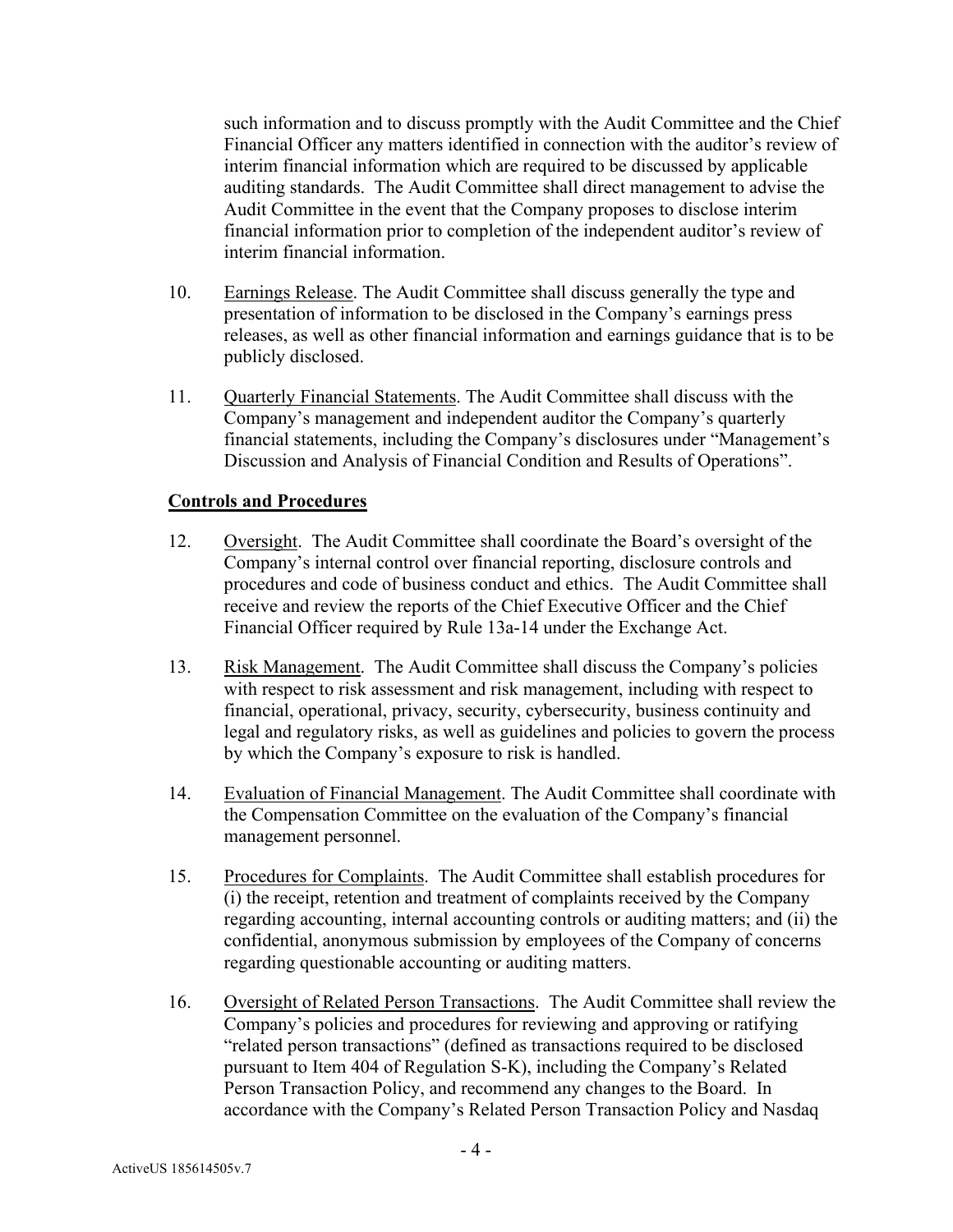such information and to discuss promptly with the Audit Committee and the Chief Financial Officer any matters identified in connection with the auditor's review of interim financial information which are required to be discussed by applicable auditing standards. The Audit Committee shall direct management to advise the Audit Committee in the event that the Company proposes to disclose interim financial information prior to completion of the independent auditor's review of interim financial information.

10. Earnings Release. The Audit Committee shall discuss generally the type and presentation of information to be disclosed in the Company's earnings press releases, as well as other financial information and earnings guidance that is to be publicly disclosed.

11. Quarterly Financial Statements. The Audit Committee shall discuss with the Company's management and independent auditor the Company's quarterly financial statements, including the Company's disclosures under "Management's Discussion and Analysis of Financial Condition and Results of Operations".

**Controls and Procedures**

12. Oversight. The Audit Committee shall coordinate the Board's oversight of the Company's internal control over financial reporting, disclosure controls and procedures and code of business conduct and ethics. The Audit Committee shall receive and review the reports of the Chief Executive Officer and the Chief Financial Officer required by Rule 13a-14 under the Exchange Act.

13. Risk Management. The Audit Committee shall discuss the Company's policies with respect to risk assessment and risk management, including with respect to financial, operational, privacy, security, cybersecurity, business continuity and legal and regulatory risks, as well as guidelines and policies to govern the process by which the Company's exposure to risk is handled.

14. Evaluation of Financial Management. The Audit Committee shall coordinate with the Compensation Committee on the evaluation of the Company's financial management personnel.

15. Procedures for Complaints. The Audit Committee shall establish procedures for (i) the receipt, retention and treatment of complaints received by the Company regarding accounting, internal accounting controls or auditing matters; and (ii) the confidential, anonymous submission by employees of the Company of concerns regarding questionable accounting or auditing matters.

16. Oversight of Related Person Transactions. The Audit Committee shall review the Company's policies and procedures for reviewing and approving or ratifying "related person transactions" (defined as transactions required to be disclosed pursuant to Item 404 of Regulation S-K), including the Company's Related Person Transaction Policy, and recommend any changes to the Board. In accordance with the Company's Related Person Transaction Policy and Nasdaq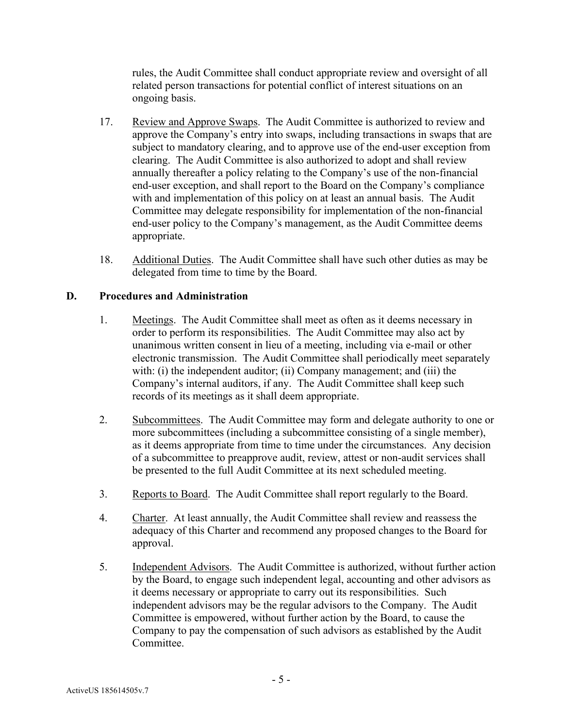rules, the Audit Committee shall conduct appropriate review and oversight of all related person transactions for potential conflict of interest situations on an ongoing basis.

17. Review and Approve Swaps. The Audit Committee is authorized to review and approve the Company's entry into swaps, including transactions in swaps that are subject to mandatory clearing, and to approve use of the end-user exception from clearing. The Audit Committee is also authorized to adopt and shall review annually thereafter a policy relating to the Company's use of the non-financial end-user exception, and shall report to the Board on the Company's compliance with and implementation of this policy on at least an annual basis. The Audit Committee may delegate responsibility for implementation of the non-financial end-user policy to the Company's management, as the Audit Committee deems appropriate.

18. Additional Duties. The Audit Committee shall have such other duties as may be delegated from time to time by the Board.

## D. Procedures and Administration

1. Meetings. The Audit Committee shall meet as often as it deems necessary in order to perform its responsibilities. The Audit Committee may also act by unanimous written consent in lieu of a meeting, including via e-mail or other electronic transmission. The Audit Committee shall periodically meet separately with: (i) the independent auditor; (ii) Company management; and (iii) the Company's internal auditors, if any. The Audit Committee shall keep such records of its meetings as it shall deem appropriate.

2. Subcommittees. The Audit Committee may form and delegate authority to one or more subcommittees (including a subcommittee consisting of a single member), as it deems appropriate from time to time under the circumstances. Any decision of a subcommittee to preapprove audit, review, attest or non-audit services shall be presented to the full Audit Committee at its next scheduled meeting.

3. Reports to Board. The Audit Committee shall report regularly to the Board.

4. Charter. At least annually, the Audit Committee shall review and reassess the adequacy of this Charter and recommend any proposed changes to the Board for approval.

5. Independent Advisors. The Audit Committee is authorized, without further action by the Board, to engage such independent legal, accounting and other advisors as it deems necessary or appropriate to carry out its responsibilities. Such independent advisors may be the regular advisors to the Company. The Audit Committee is empowered, without further action by the Board, to cause the Company to pay the compensation of such advisors as established by the Audit Committee.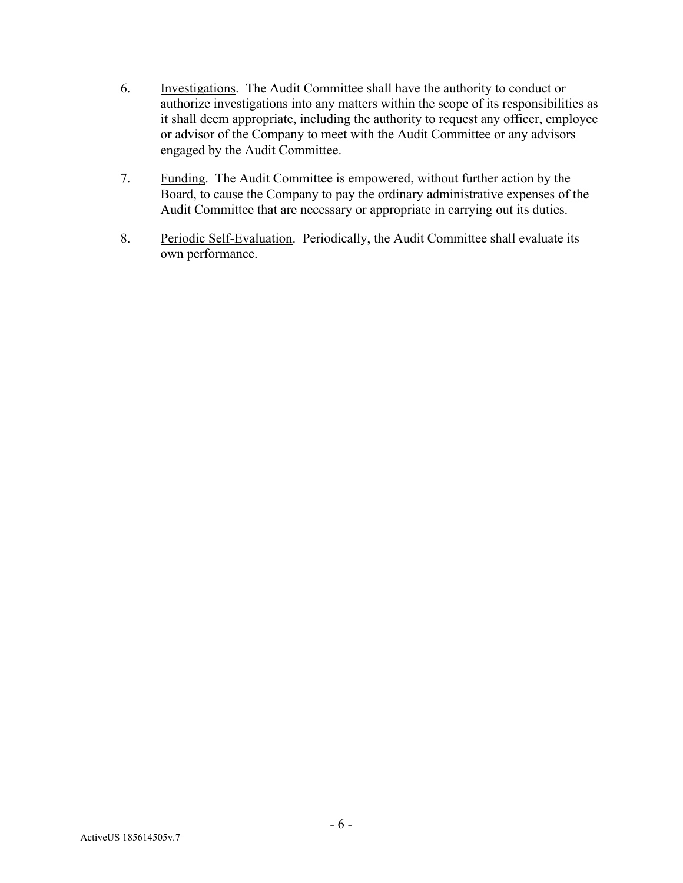6. Investigations. The Audit Committee shall have the authority to conduct or authorize investigations into any matters within the scope of its responsibilities as it shall deem appropriate, including the authority to request any officer, employee or advisor of the Company to meet with the Audit Committee or any advisors engaged by the Audit Committee.

7. Funding. The Audit Committee is empowered, without further action by the Board, to cause the Company to pay the ordinary administrative expenses of the Audit Committee that are necessary or appropriate in carrying out its duties.

8. Periodic Self-Evaluation. Periodically, the Audit Committee shall evaluate its own performance.